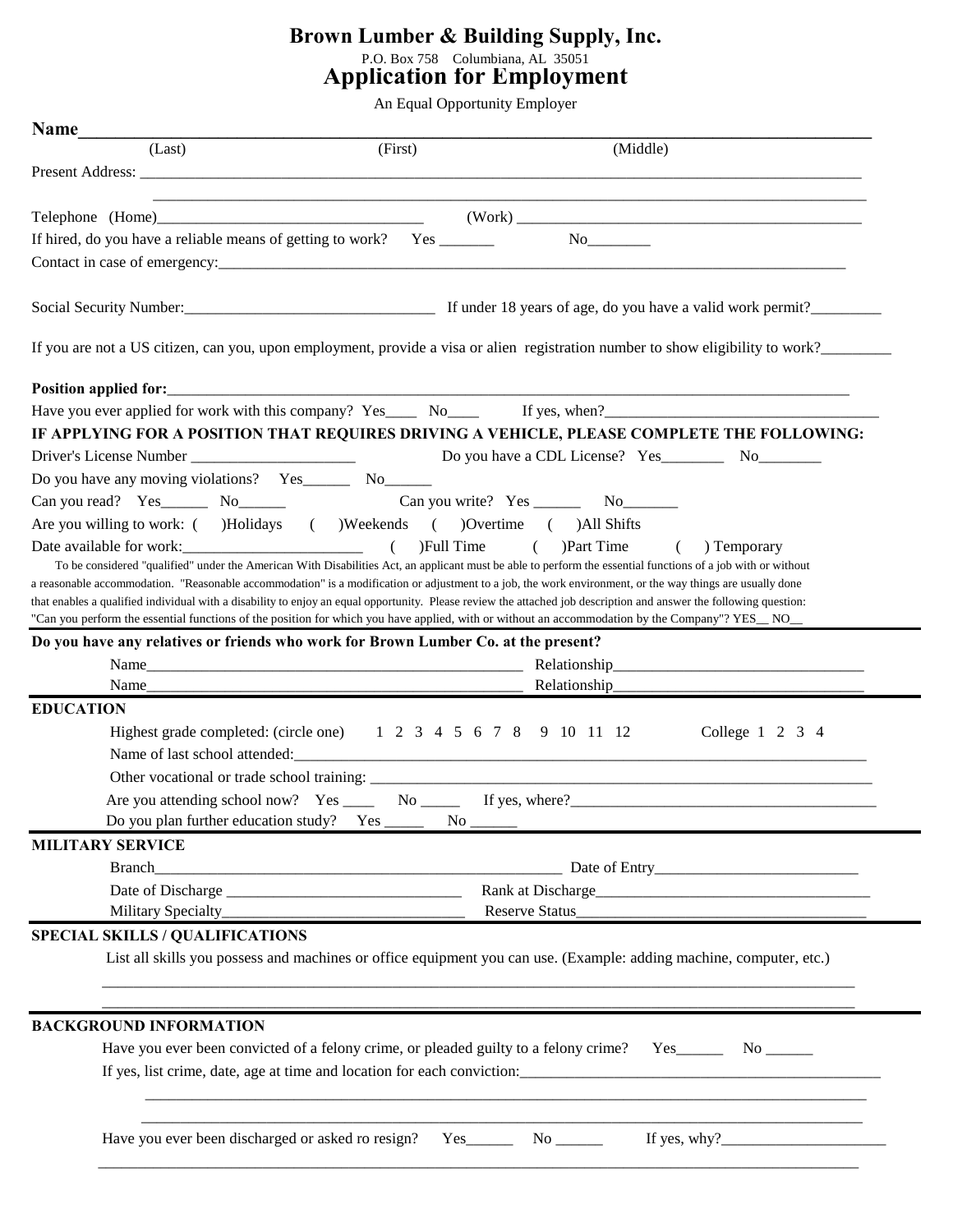# Brown Lumber & Building Supply, Inc.

P.O. Box 758 Columbiana, AL 35051

## Application for Employment

An Equal Opportunity Employer

**Name**______________________________________________________________________________
(Last) (First) (Middle)

Present Address: ______________________________________________________________________________

______________________________________________________________________________

Telephone (Home)_________________________________ (Work) ____________________________________________

If hired, do you have a reliable means of getting to work? Yes _______ No________

Contact in case of emergency:______________________________________________________________________

Social Security Number:________________________________ If under 18 years of age, do you have a valid work permit?_________

If you are not a US citizen, can you, upon employment, provide a visa or alien registration number to show eligibility to work?_________

**Position applied for:**_____________________________________________________________________________

Have you ever applied for work with this company? Yes____ No____ If yes, when?___________________________________

**IF APPLYING FOR A POSITION THAT REQUIRES DRIVING A VEHICLE, PLEASE COMPLETE THE FOLLOWING:**

Driver's License Number _____________________ Do you have a CDL License? Yes________ No________

Do you have any moving violations? Yes______ No______

Can you read? Yes______ No______ Can you write? Yes ______ No_______

Are you willing to work: ( )Holidays ( )Weekends ( )Overtime ( )All Shifts

Date available for work:_______________________ ( )Full Time ( )Part Time ( ) Temporary

To be considered "qualified" under the American With Disabilities Act, an applicant must be able to perform the essential functions of a job with or without a reasonable accommodation. "Reasonable accommodation" is a modification or adjustment to a job, the work environment, or the way things are usually done that enables a qualified individual with a disability to enjoy an equal opportunity. Please review the attached job description and answer the following question: "Can you perform the essential functions of the position for which you have applied, with or without an accommodation by the Company"? YES__ NO__

**Do you have any relatives or friends who work for Brown Lumber Co. at the present?**

Name_________________________________________________ Relationship________________________________

Name_________________________________________________ Relationship________________________________

### EDUCATION

Highest grade completed: (circle one) 1 2 3 4 5 6 7 8 9 10 11 12 College 1 2 3 4

Name of last school attended:_____________________________________________________________________

Other vocational or trade school training: ____________________________________________________________

Are you attending school now? Yes ____ No _____ If yes, where?_________________________________________

Do you plan further education study? Yes _____ No ______

### MILITARY SERVICE

Branch_____________________________________________________ Date of Entry__________________________

Date of Discharge ______________________________ Rank at Discharge___________________________________

Military Specialty_______________________________ Reserve Status_____________________________________

### SPECIAL SKILLS / QUALIFICATIONS

List all skills you possess and machines or office equipment you can use. (Example: adding machine, computer, etc.)

______________________________________________________________________________

______________________________________________________________________________

### BACKGROUND INFORMATION

Have you ever been convicted of a felony crime, or pleaded guilty to a felony crime? Yes______ No ______

If yes, list crime, date, age at time and location for each conviction:_____________________________________________

______________________________________________________________________________

______________________________________________________________________________

Have you ever been discharged or asked ro resign? Yes______ No ______ If yes, why?_____________________

______________________________________________________________________________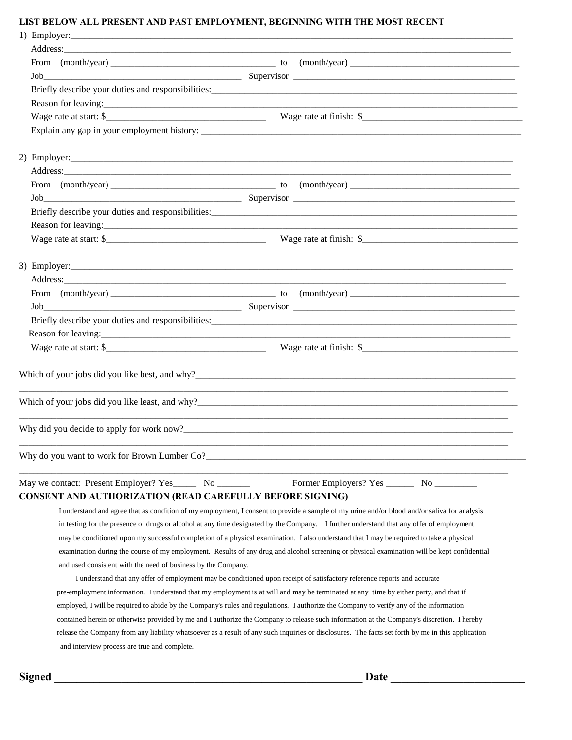**LIST BELOW ALL PRESENT AND PAST EMPLOYMENT, BEGINNING WITH THE MOST RECENT**

1) Employer:______________________________________________________________________________

Address:________________________________________________________________________________

From (month/year) ______________________________ to (month/year) ______________________________

Job_____________________________________ Supervisor ___________________________________________

Briefly describe your duties and responsibilities:_____________________________________________________

Reason for leaving:______________________________________________________________________

Wage rate at start: $______________________________ Wage rate at finish: $______________________________

Explain any gap in your employment history: _________________________________________________________

2) Employer:______________________________________________________________________________

Address:________________________________________________________________________________

From (month/year) ______________________________ to (month/year) ______________________________

Job_____________________________________ Supervisor ___________________________________________

Briefly describe your duties and responsibilities:_____________________________________________________

Reason for leaving:______________________________________________________________________

Wage rate at start: $______________________________ Wage rate at finish: $______________________________

3) Employer:______________________________________________________________________________

Address:________________________________________________________________________________

From (month/year) ______________________________ to (month/year) ______________________________

Job_____________________________________ Supervisor ___________________________________________

Briefly describe your duties and responsibilities:_____________________________________________________

Reason for leaving:______________________________________________________________________

Wage rate at start: $______________________________ Wage rate at finish: $______________________________

Which of your jobs did you like best, and why?___________________________________________________________

_____________________________________________________________________________________________

Which of your jobs did you like least, and why?__________________________________________________________

_____________________________________________________________________________________________

Why did you decide to apply for work now?______________________________________________________________

_____________________________________________________________________________________________

Why do you want to work for Brown Lumber Co?__________________________________________________________

_____________________________________________________________________________________________

May we contact: Present Employer? Yes_____ No _______ Former Employers? Yes ______ No _________

**CONSENT AND AUTHORIZATION (READ CAREFULLY BEFORE SIGNING)**

I understand and agree that as condition of my employment, I consent to provide a sample of my urine and/or blood and/or saliva for analysis in testing for the presence of drugs or alcohol at any time designated by the Company. I further understand that any offer of employment may be conditioned upon my successful completion of a physical examination. I also understand that I may be required to take a physical examination during the course of my employment. Results of any drug and alcohol screening or physical examination will be kept confidential and used consistent with the need of business by the Company.

I understand that any offer of employment may be conditioned upon receipt of satisfactory reference reports and accurate pre-employment information. I understand that my employment is at will and may be terminated at any time by either party, and that if employed, I will be required to abide by the Company's rules and regulations. I authorize the Company to verify any of the information contained herein or otherwise provided by me and I authorize the Company to release such information at the Company's discretion. I hereby release the Company from any liability whatsoever as a result of any such inquiries or disclosures. The facts set forth by me in this application and interview process are true and complete.

**Signed** ________________________________________________ **Date** ____________________